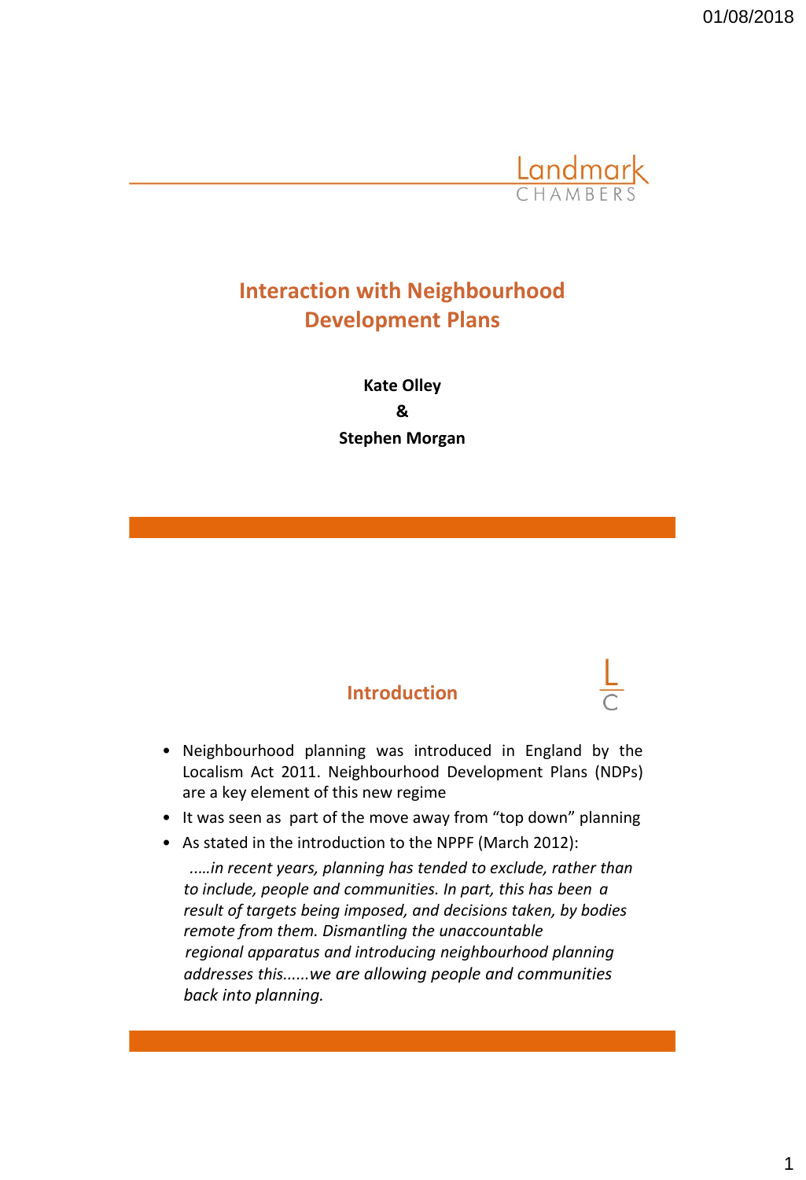# Interaction with Neighbourhood Development Plans

**Kate Olley**

**&**

**Stephen Morgan**

## Introduction

- Neighbourhood planning was introduced in England by the Localism Act 2011. Neighbourhood Development Plans (NDPs) are a key element of this new regime
- It was seen as part of the move away from "top down" planning
- As stated in the introduction to the NPPF (March 2012):

  *.….in recent years, planning has tended to exclude, rather than to include, people and communities. In part, this has been a result of targets being imposed, and decisions taken, by bodies remote from them. Dismantling the unaccountable regional apparatus and introducing neighbourhood planning addresses this......we are allowing people and communities back into planning.*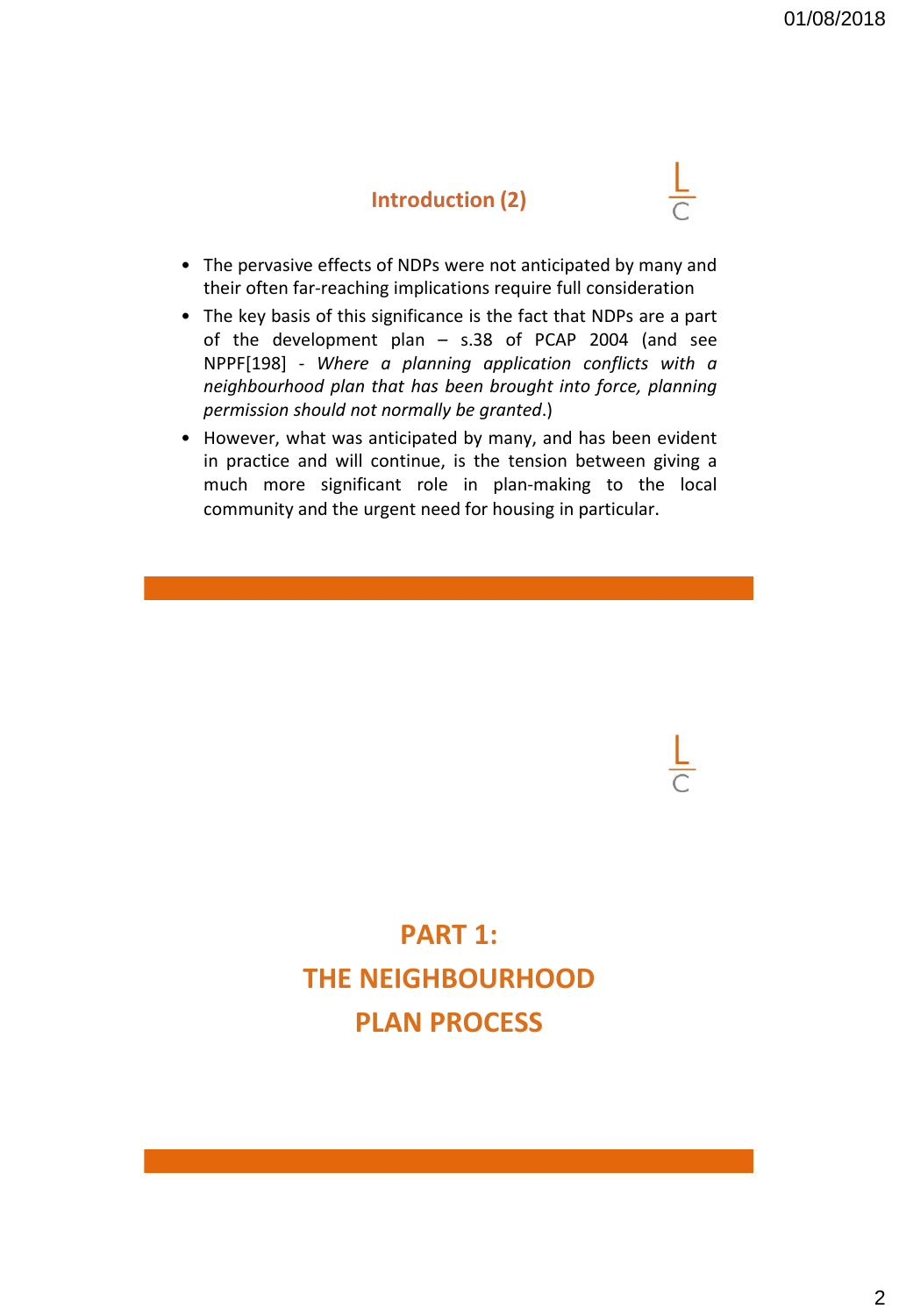## Introduction (2)

- The pervasive effects of NDPs were not anticipated by many and their often far-reaching implications require full consideration
- The key basis of this significance is the fact that NDPs are a part of the development plan – s.38 of PCAP 2004 (and see NPPF[198] - *Where a planning application conflicts with a neighbourhood plan that has been brought into force, planning permission should not normally be granted*.)
- However, what was anticipated by many, and has been evident in practice and will continue, is the tension between giving a much more significant role in plan-making to the local community and the urgent need for housing in particular.

## PART 1: THE NEIGHBOURHOOD PLAN PROCESS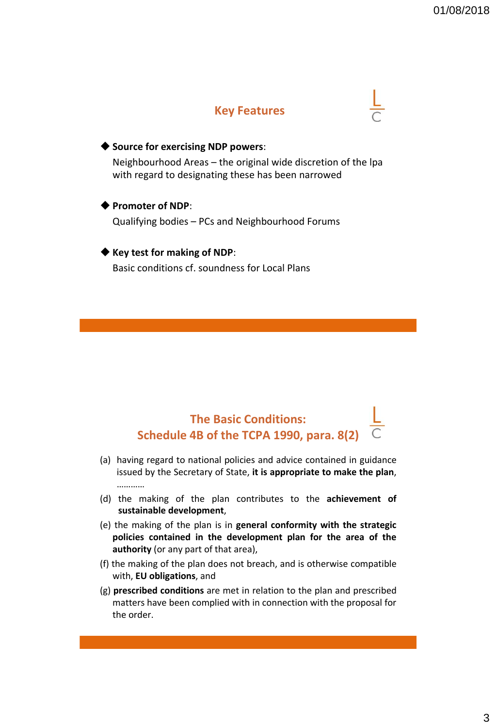## Key Features

- **Source for exercising NDP powers**:
  Neighbourhood Areas – the original wide discretion of the lpa with regard to designating these has been narrowed

- **Promoter of NDP**:
  Qualifying bodies – PCs and Neighbourhood Forums

- **Key test for making of NDP**:
  Basic conditions cf. soundness for Local Plans

## The Basic Conditions: Schedule 4B of the TCPA 1990, para. 8(2)

(a) having regard to national policies and advice contained in guidance issued by the Secretary of State, **it is appropriate to make the plan**, ………..

(d) the making of the plan contributes to the **achievement of sustainable development**,

(e) the making of the plan is in **general conformity with the strategic policies contained in the development plan for the area of the authority** (or any part of that area),

(f) the making of the plan does not breach, and is otherwise compatible with, **EU obligations**, and

(g) **prescribed conditions** are met in relation to the plan and prescribed matters have been complied with in connection with the proposal for the order.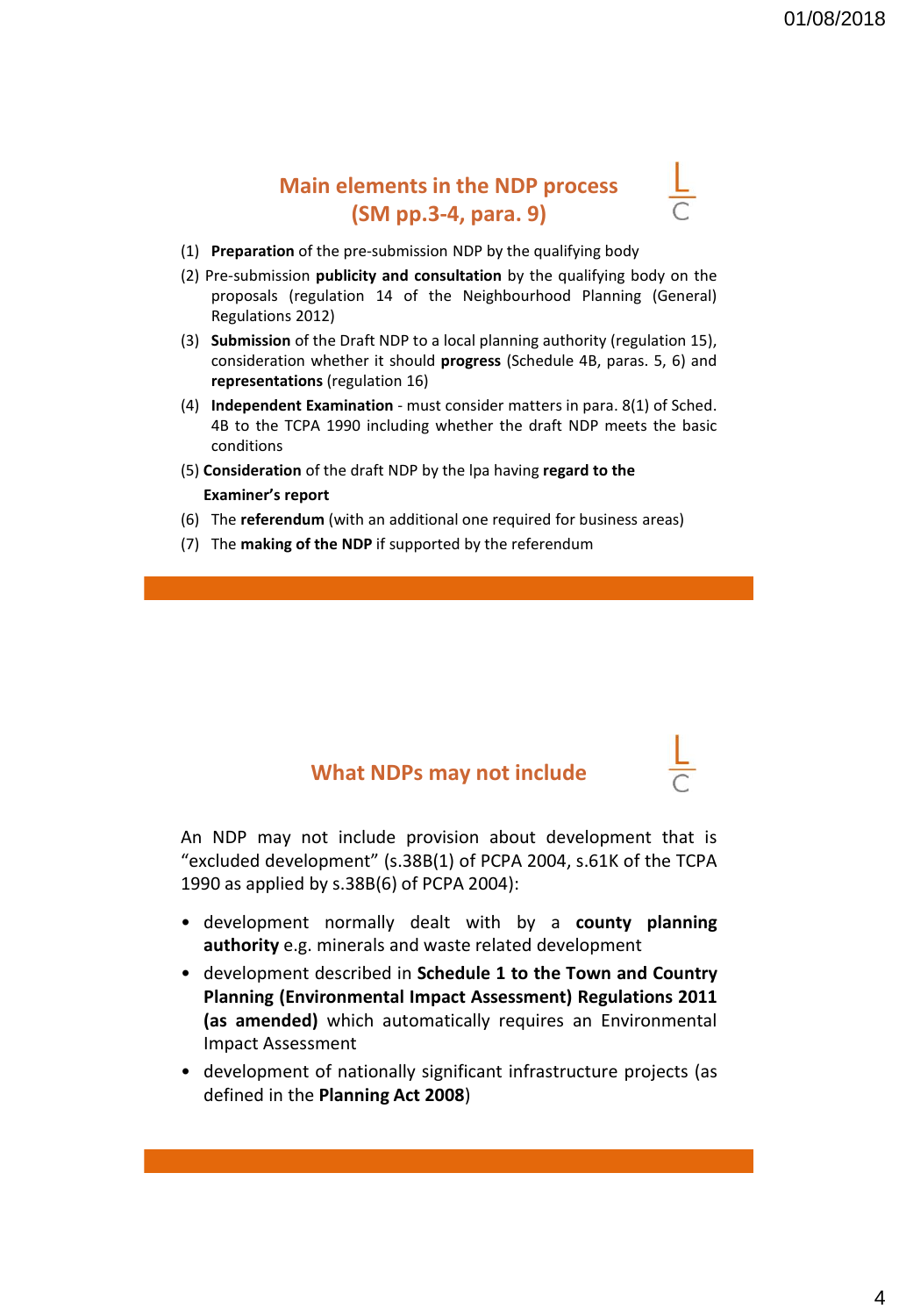## Main elements in the NDP process (SM pp.3-4, para. 9)

(1) **Preparation** of the pre-submission NDP by the qualifying body

(2) Pre-submission **publicity and consultation** by the qualifying body on the proposals (regulation 14 of the Neighbourhood Planning (General) Regulations 2012)

(3) **Submission** of the Draft NDP to a local planning authority (regulation 15), consideration whether it should **progress** (Schedule 4B, paras. 5, 6) and **representations** (regulation 16)

(4) **Independent Examination** - must consider matters in para. 8(1) of Sched. 4B to the TCPA 1990 including whether the draft NDP meets the basic conditions

(5) **Consideration** of the draft NDP by the lpa having **regard to the Examiner's report**

(6) The **referendum** (with an additional one required for business areas)

(7) The **making of the NDP** if supported by the referendum

## What NDPs may not include

An NDP may not include provision about development that is "excluded development" (s.38B(1) of PCPA 2004, s.61K of the TCPA 1990 as applied by s.38B(6) of PCPA 2004):

- development normally dealt with by a **county planning authority** e.g. minerals and waste related development
- development described in **Schedule 1 to the Town and Country Planning (Environmental Impact Assessment) Regulations 2011 (as amended)** which automatically requires an Environmental Impact Assessment
- development of nationally significant infrastructure projects (as defined in the **Planning Act 2008**)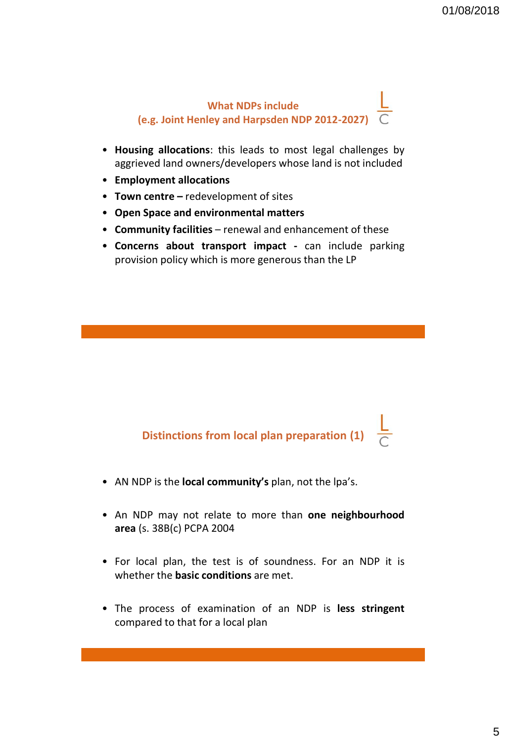## What NDPs include (e.g. Joint Henley and Harpsden NDP 2012-2027)

- **Housing allocations**: this leads to most legal challenges by aggrieved land owners/developers whose land is not included
- **Employment allocations**
- **Town centre –** redevelopment of sites
- **Open Space and environmental matters**
- **Community facilities** – renewal and enhancement of these
- **Concerns about transport impact -** can include parking provision policy which is more generous than the LP

## Distinctions from local plan preparation (1)

- AN NDP is the **local community's** plan, not the lpa's.
- An NDP may not relate to more than **one neighbourhood area** (s. 38B(c) PCPA 2004
- For local plan, the test is of soundness. For an NDP it is whether the **basic conditions** are met.
- The process of examination of an NDP is **less stringent** compared to that for a local plan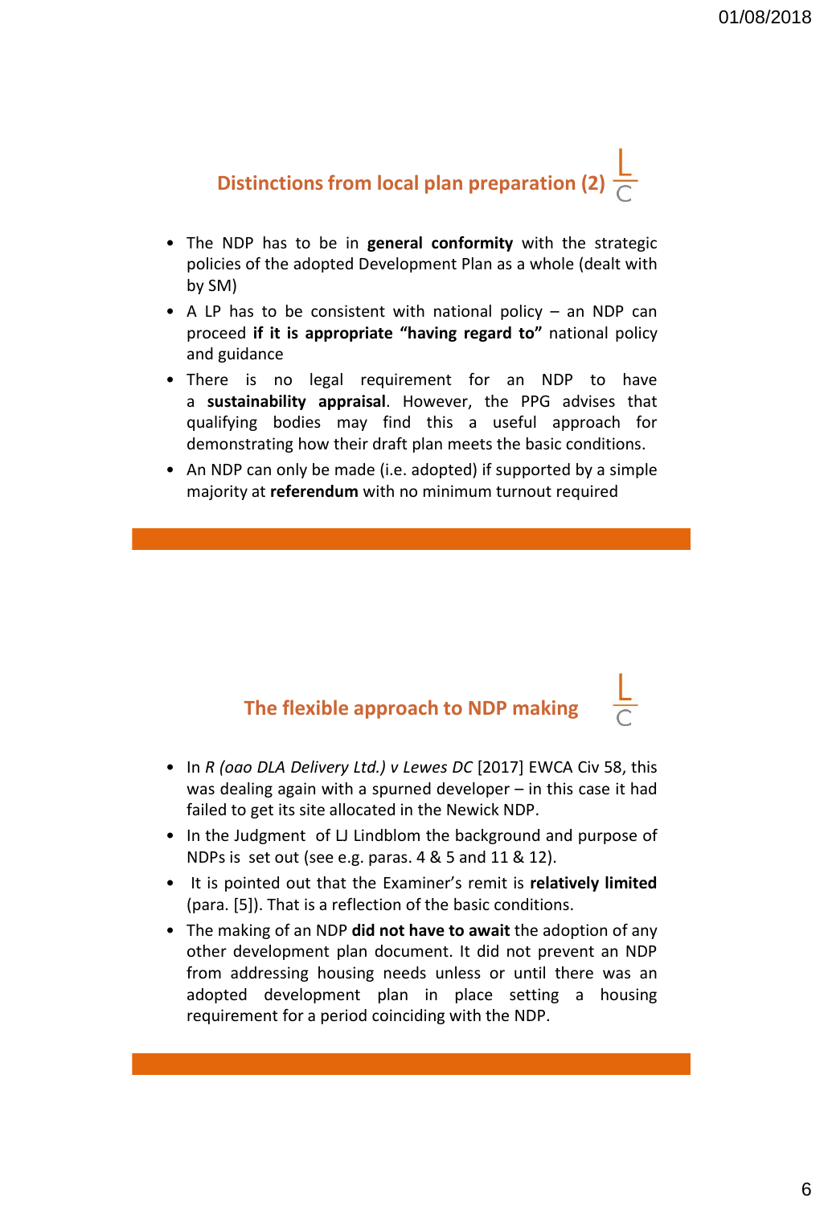## Distinctions from local plan preparation (2)

- The NDP has to be in **general conformity** with the strategic policies of the adopted Development Plan as a whole (dealt with by SM)
- A LP has to be consistent with national policy – an NDP can proceed **if it is appropriate "having regard to"** national policy and guidance
- There is no legal requirement for an NDP to have a **sustainability appraisal**. However, the PPG advises that qualifying bodies may find this a useful approach for demonstrating how their draft plan meets the basic conditions.
- An NDP can only be made (i.e. adopted) if supported by a simple majority at **referendum** with no minimum turnout required

## The flexible approach to NDP making

- In *R (oao DLA Delivery Ltd.) v Lewes DC* [2017] EWCA Civ 58, this was dealing again with a spurned developer – in this case it had failed to get its site allocated in the Newick NDP.
- In the Judgment of LJ Lindblom the background and purpose of NDPs is set out (see e.g. paras. 4 & 5 and 11 & 12).
- It is pointed out that the Examiner's remit is **relatively limited** (para. [5]). That is a reflection of the basic conditions.
- The making of an NDP **did not have to await** the adoption of any other development plan document. It did not prevent an NDP from addressing housing needs unless or until there was an adopted development plan in place setting a housing requirement for a period coinciding with the NDP.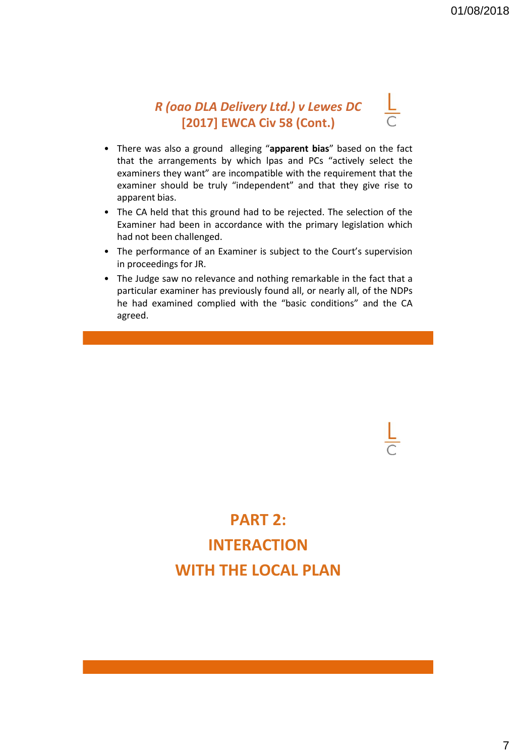## *R (oao DLA Delivery Ltd.) v Lewes DC* [2017] EWCA Civ 58 (Cont.)

- There was also a ground alleging "**apparent bias**" based on the fact that the arrangements by which lpas and PCs "actively select the examiners they want" are incompatible with the requirement that the examiner should be truly "independent" and that they give rise to apparent bias.
- The CA held that this ground had to be rejected. The selection of the Examiner had been in accordance with the primary legislation which had not been challenged.
- The performance of an Examiner is subject to the Court's supervision in proceedings for JR.
- The Judge saw no relevance and nothing remarkable in the fact that a particular examiner has previously found all, or nearly all, of the NDPs he had examined complied with the "basic conditions" and the CA agreed.

# PART 2: INTERACTION WITH THE LOCAL PLAN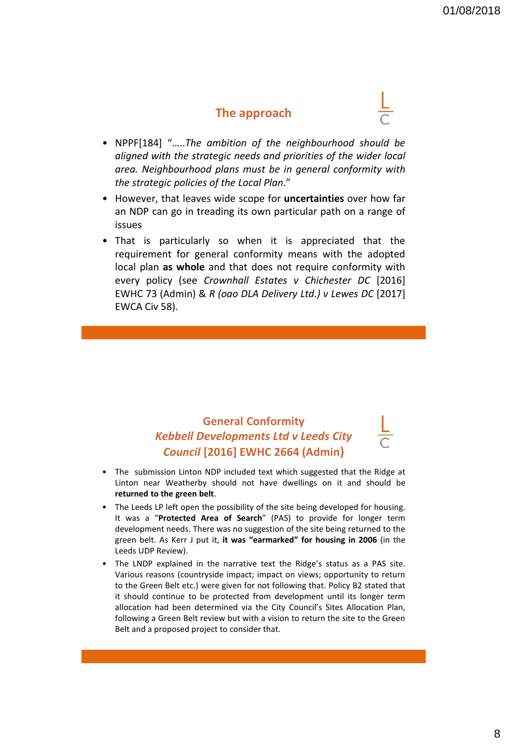## The approach

- NPPF[184] "…..*The ambition of the neighbourhood should be aligned with the strategic needs and priorities of the wider local area. Neighbourhood plans must be in general conformity with the strategic policies of the Local Plan*."
- However, that leaves wide scope for **uncertainties** over how far an NDP can go in treading its own particular path on a range of issues
- That is particularly so when it is appreciated that the requirement for general conformity means with the adopted local plan **as whole** and that does not require conformity with every policy (see *Crownhall Estates v Chichester DC* [2016] EWHC 73 (Admin) & *R (oao DLA Delivery Ltd.) v Lewes DC* [2017] EWCA Civ 58).

## General Conformity *Kebbell Developments Ltd v Leeds City Council* [2016] EWHC 2664 (Admin)

- The submission Linton NDP included text which suggested that the Ridge at Linton near Weatherby should not have dwellings on it and should be **returned to the green belt**.
- The Leeds LP left open the possibility of the site being developed for housing. It was a "**Protected Area of Search**" (PAS) to provide for longer term development needs. There was no suggestion of the site being returned to the green belt. As Kerr J put it, **it was "earmarked" for housing in 2006** (in the Leeds UDP Review).
- The LNDP explained in the narrative text the Ridge's status as a PAS site. Various reasons (countryside impact; impact on views; opportunity to return to the Green Belt etc.) were given for not following that. Policy B2 stated that it should continue to be protected from development until its longer term allocation had been determined via the City Council's Sites Allocation Plan, following a Green Belt review but with a vision to return the site to the Green Belt and a proposed project to consider that.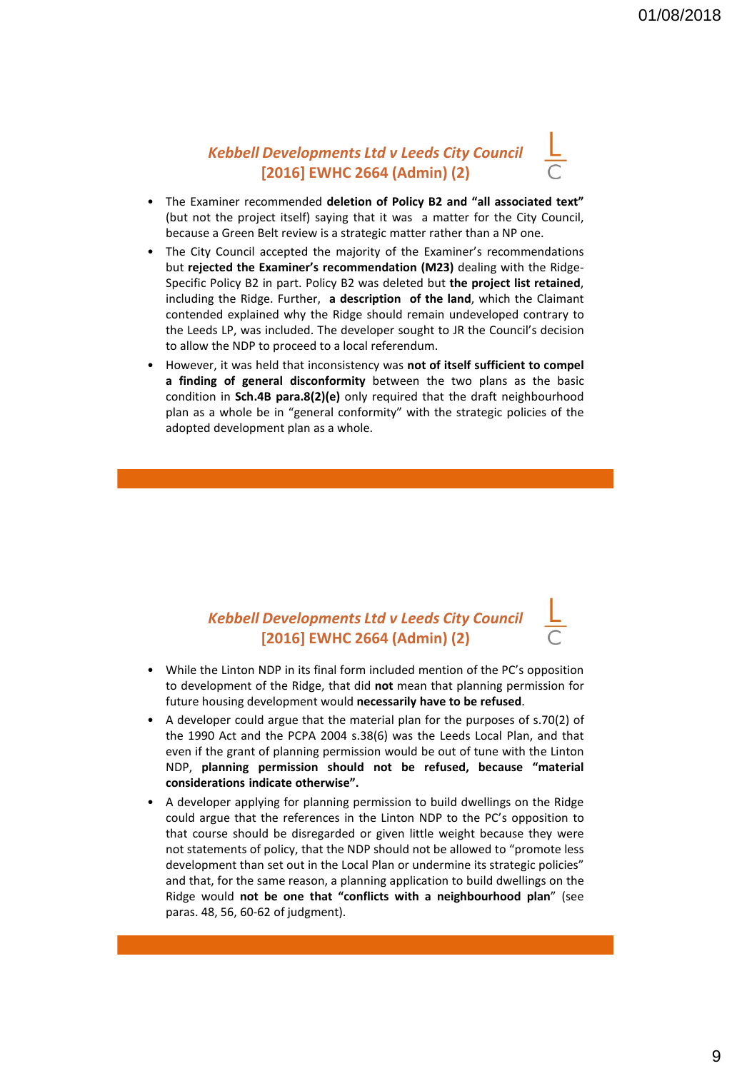## *Kebbell Developments Ltd v Leeds City Council* [2016] EWHC 2664 (Admin) (2)

- The Examiner recommended **deletion of Policy B2 and "all associated text"** (but not the project itself) saying that it was a matter for the City Council, because a Green Belt review is a strategic matter rather than a NP one.
- The City Council accepted the majority of the Examiner's recommendations but **rejected the Examiner's recommendation (M23)** dealing with the Ridge-Specific Policy B2 in part. Policy B2 was deleted but **the project list retained**, including the Ridge. Further, **a description of the land**, which the Claimant contended explained why the Ridge should remain undeveloped contrary to the Leeds LP, was included. The developer sought to JR the Council's decision to allow the NDP to proceed to a local referendum.
- However, it was held that inconsistency was **not of itself sufficient to compel a finding of general disconformity** between the two plans as the basic condition in **Sch.4B para.8(2)(e)** only required that the draft neighbourhood plan as a whole be in "general conformity" with the strategic policies of the adopted development plan as a whole.

## *Kebbell Developments Ltd v Leeds City Council* [2016] EWHC 2664 (Admin) (2)

- While the Linton NDP in its final form included mention of the PC's opposition to development of the Ridge, that did **not** mean that planning permission for future housing development would **necessarily have to be refused**.
- A developer could argue that the material plan for the purposes of s.70(2) of the 1990 Act and the PCPA 2004 s.38(6) was the Leeds Local Plan, and that even if the grant of planning permission would be out of tune with the Linton NDP, **planning permission should not be refused, because "material considerations indicate otherwise".**
- A developer applying for planning permission to build dwellings on the Ridge could argue that the references in the Linton NDP to the PC's opposition to that course should be disregarded or given little weight because they were not statements of policy, that the NDP should not be allowed to "promote less development than set out in the Local Plan or undermine its strategic policies" and that, for the same reason, a planning application to build dwellings on the Ridge would **not be one that "conflicts with a neighbourhood plan**" (see paras. 48, 56, 60-62 of judgment).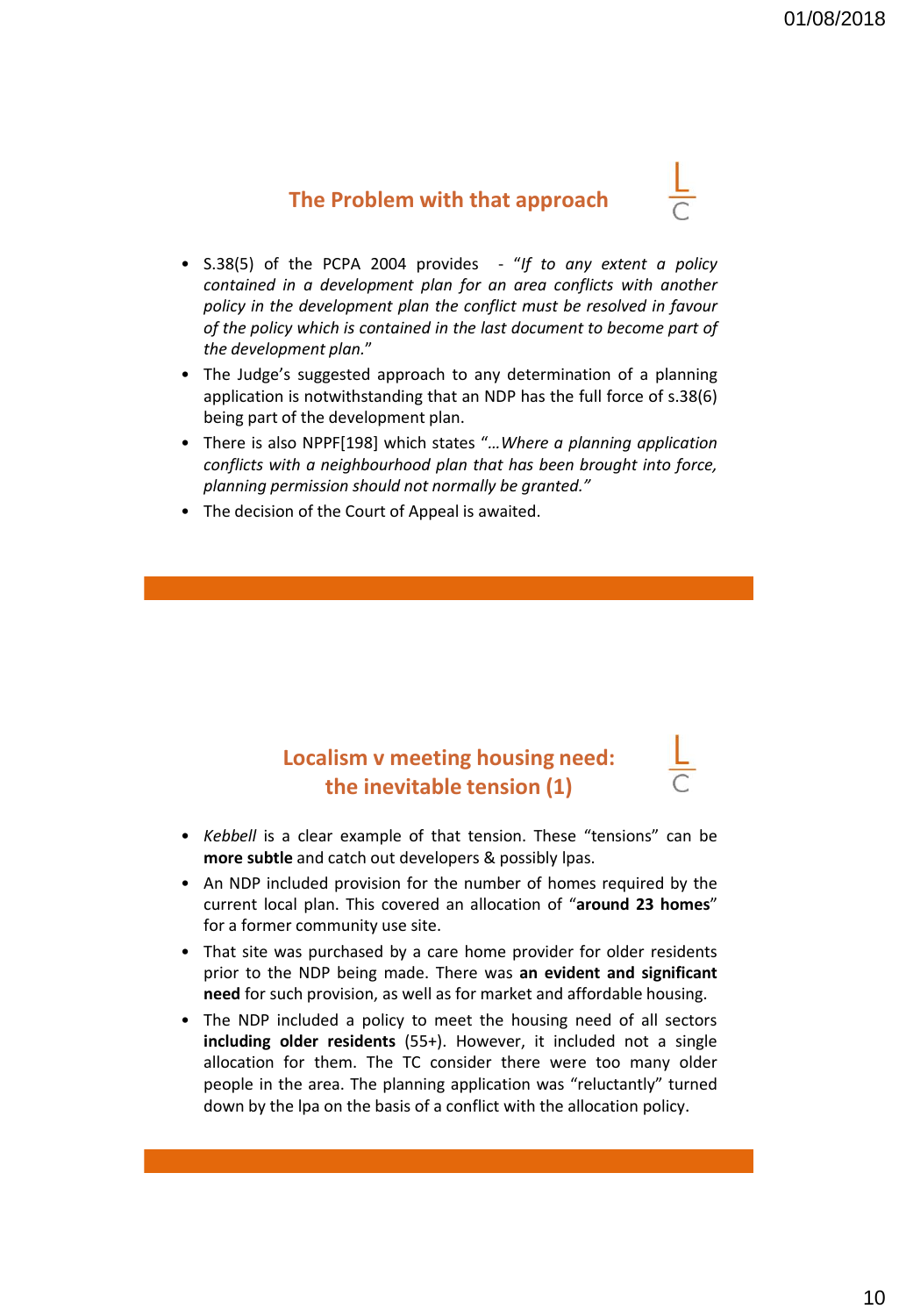## The Problem with that approach

- S.38(5) of the PCPA 2004 provides - "*If to any extent a policy contained in a development plan for an area conflicts with another policy in the development plan the conflict must be resolved in favour of the policy which is contained in the last document to become part of the development plan.*"
- The Judge's suggested approach to any determination of a planning application is notwithstanding that an NDP has the full force of s.38(6) being part of the development plan.
- There is also NPPF[198] which states "*…Where a planning application conflicts with a neighbourhood plan that has been brought into force, planning permission should not normally be granted.*"
- The decision of the Court of Appeal is awaited.

## Localism v meeting housing need: the inevitable tension (1)

- *Kebbell* is a clear example of that tension. These "tensions" can be **more subtle** and catch out developers & possibly lpas.
- An NDP included provision for the number of homes required by the current local plan. This covered an allocation of "**around 23 homes**" for a former community use site.
- That site was purchased by a care home provider for older residents prior to the NDP being made. There was **an evident and significant need** for such provision, as well as for market and affordable housing.
- The NDP included a policy to meet the housing need of all sectors **including older residents** (55+). However, it included not a single allocation for them. The TC consider there were too many older people in the area. The planning application was "reluctantly" turned down by the lpa on the basis of a conflict with the allocation policy.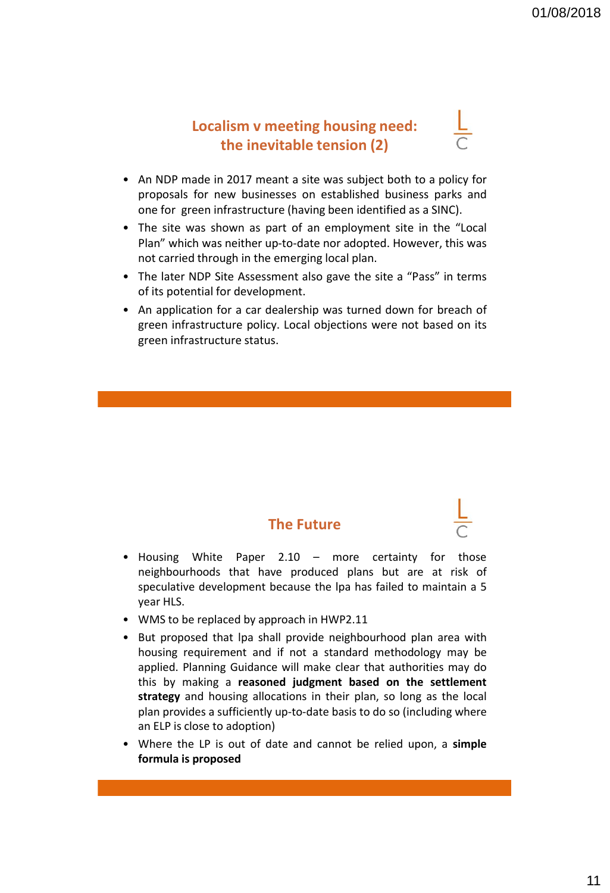## Localism v meeting housing need: the inevitable tension (2)

- An NDP made in 2017 meant a site was subject both to a policy for proposals for new businesses on established business parks and one for green infrastructure (having been identified as a SINC).
- The site was shown as part of an employment site in the "Local Plan" which was neither up-to-date nor adopted. However, this was not carried through in the emerging local plan.
- The later NDP Site Assessment also gave the site a "Pass" in terms of its potential for development.
- An application for a car dealership was turned down for breach of green infrastructure policy. Local objections were not based on its green infrastructure status.

## The Future

- Housing White Paper 2.10 – more certainty for those neighbourhoods that have produced plans but are at risk of speculative development because the lpa has failed to maintain a 5 year HLS.
- WMS to be replaced by approach in HWP2.11
- But proposed that lpa shall provide neighbourhood plan area with housing requirement and if not a standard methodology may be applied. Planning Guidance will make clear that authorities may do this by making a **reasoned judgment based on the settlement strategy** and housing allocations in their plan, so long as the local plan provides a sufficiently up-to-date basis to do so (including where an ELP is close to adoption)
- Where the LP is out of date and cannot be relied upon, a **simple formula is proposed**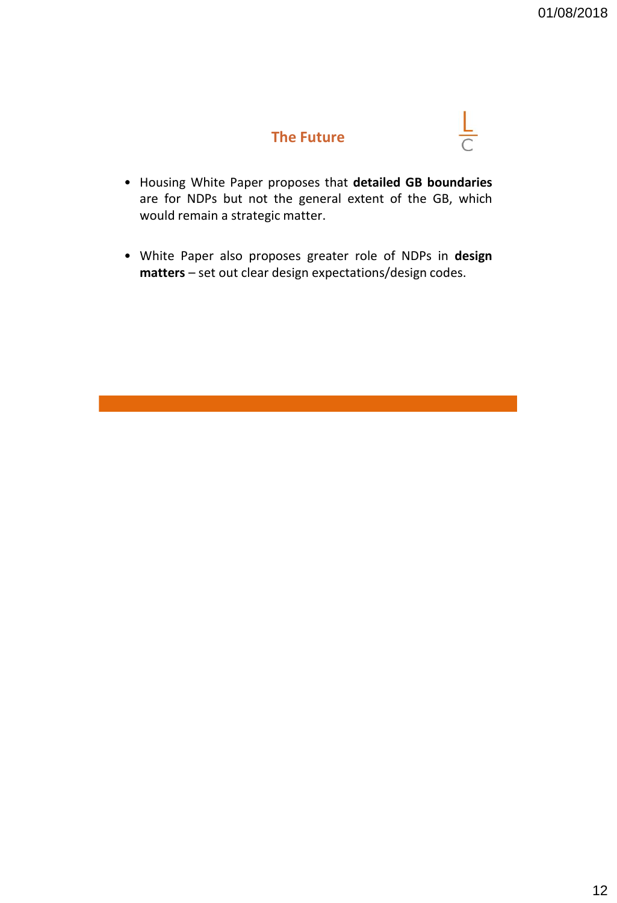## The Future

- Housing White Paper proposes that **detailed GB boundaries** are for NDPs but not the general extent of the GB, which would remain a strategic matter.

- White Paper also proposes greater role of NDPs in **design matters** – set out clear design expectations/design codes.